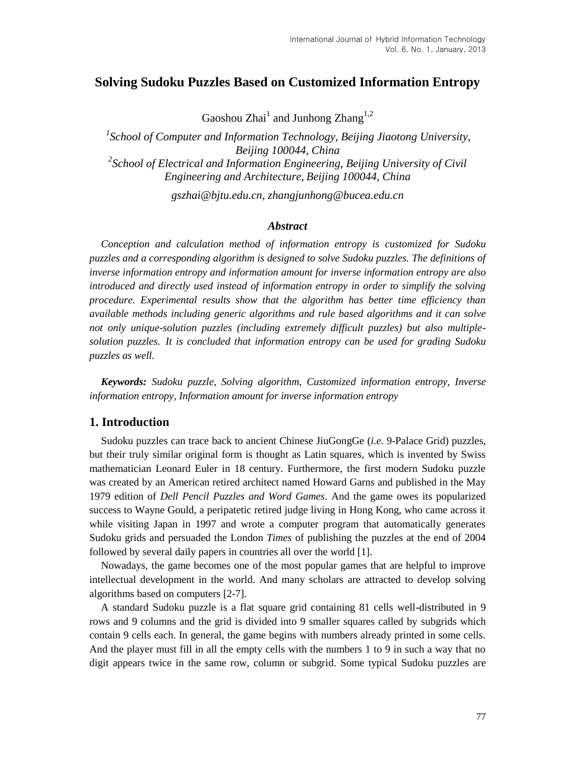# Solving Sudoku Puzzles Based on Customized Information Entropy

Gaoshou Zhai[1] and Junhong Zhang[1,2]

[1]*School of Computer and Information Technology, Beijing Jiaotong University, Beijing 100044, China*
[2]*School of Electrical and Information Engineering, Beijing University of Civil Engineering and Architecture, Beijing 100044, China*

*gszhai@bjtu.edu.cn, zhangjunhong@bucea.edu.cn*

### *Abstract*

*Conception and calculation method of information entropy is customized for Sudoku puzzles and a corresponding algorithm is designed to solve Sudoku puzzles. The definitions of inverse information entropy and information amount for inverse information entropy are also introduced and directly used instead of information entropy in order to simplify the solving procedure. Experimental results show that the algorithm has better time efficiency than available methods including generic algorithms and rule based algorithms and it can solve not only unique-solution puzzles (including extremely difficult puzzles) but also multiple-solution puzzles. It is concluded that information entropy can be used for grading Sudoku puzzles as well.*

***Keywords:*** *Sudoku puzzle, Solving algorithm, Customized information entropy, Inverse information entropy, Information amount for inverse information entropy*

## 1. Introduction

Sudoku puzzles can trace back to ancient Chinese JiuGongGe (*i.e.* 9-Palace Grid) puzzles, but their truly similar original form is thought as Latin squares, which is invented by Swiss mathematician Leonard Euler in 18 century. Furthermore, the first modern Sudoku puzzle was created by an American retired architect named Howard Garns and published in the May 1979 edition of *Dell Pencil Puzzles and Word Games*. And the game owes its popularized success to Wayne Gould, a peripatetic retired judge living in Hong Kong, who came across it while visiting Japan in 1997 and wrote a computer program that automatically generates Sudoku grids and persuaded the London *Times* of publishing the puzzles at the end of 2004 followed by several daily papers in countries all over the world [1].

Nowadays, the game becomes one of the most popular games that are helpful to improve intellectual development in the world. And many scholars are attracted to develop solving algorithms based on computers [2-7].

A standard Sudoku puzzle is a flat square grid containing 81 cells well-distributed in 9 rows and 9 columns and the grid is divided into 9 smaller squares called by subgrids which contain 9 cells each. In general, the game begins with numbers already printed in some cells. And the player must fill in all the empty cells with the numbers 1 to 9 in such a way that no digit appears twice in the same row, column or subgrid. Some typical Sudoku puzzles are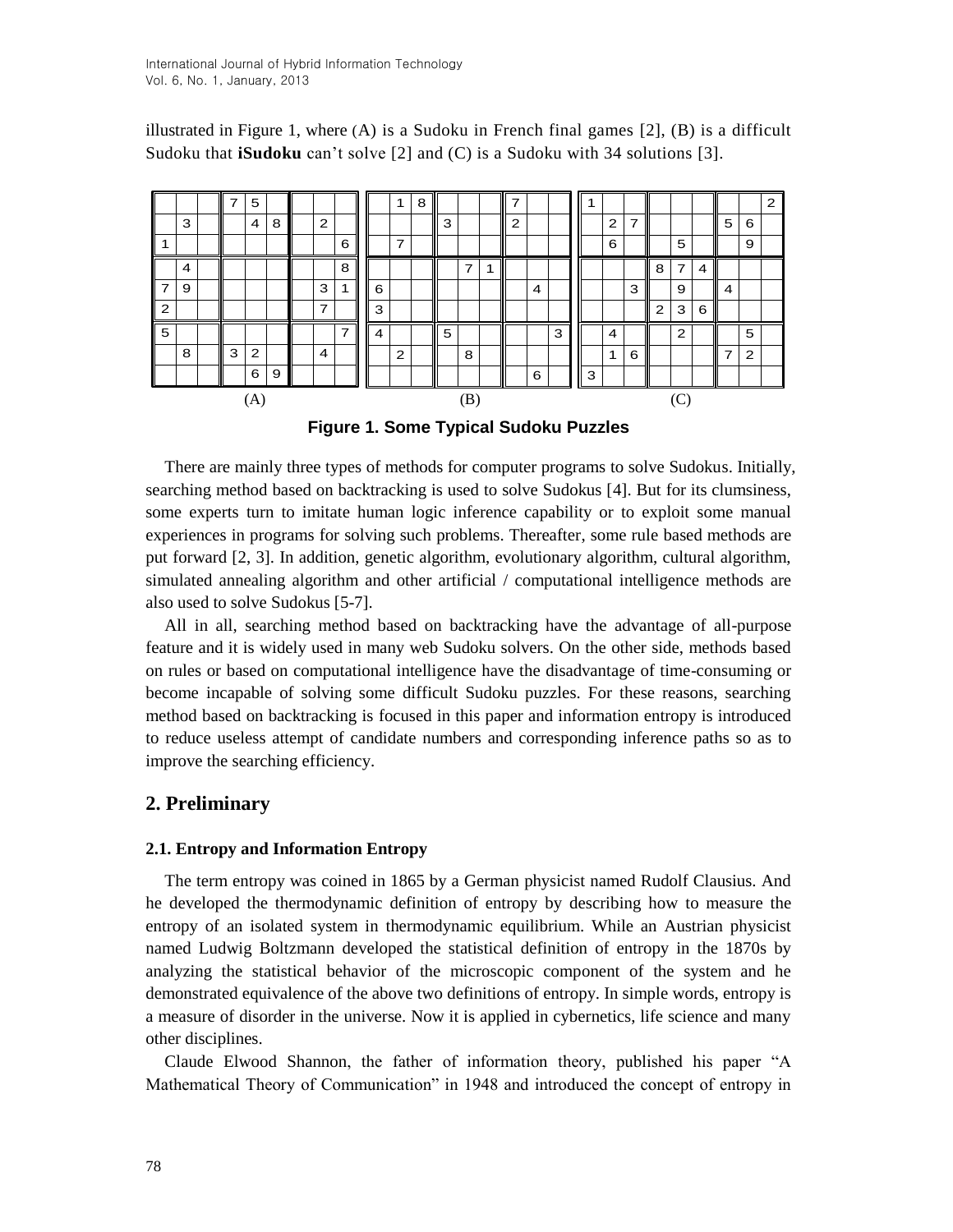illustrated in Figure 1, where (A) is a Sudoku in French final games [2], (B) is a difficult Sudoku that **iSudoku** can't solve [2] and (C) is a Sudoku with 34 solutions [3].

|   |   |   | 7 | 5 |   |   |   |   |
|---|---|---|---|---|---|---|---|---|
|   | 3 |   |   | 4 | 8 |   | 2 |   |
| 1 |   |   |   |   |   |   |   | 6 |
|   | 4 |   |   |   |   |   |   | 8 |
| 7 | 9 |   |   |   |   |   | 3 | 1 |
| 2 |   |   |   |   |   |   | 7 |   |
| 5 |   |   |   |   |   |   |   | 7 |
|   | 8 |   | 3 | 2 |   |   | 4 |   |
|   |   |   |   | 6 | 9 |   |   |   |

(A)

|   | 1 | 8 |   |   |   | 7 |   |   |
|---|---|---|---|---|---|---|---|---|
|   |   |   | 3 |   |   | 2 |   |   |
|   | 7 |   |   |   |   |   |   |   |
|   |   |   |   | 7 | 1 |   |   |   |
| 6 |   |   |   |   |   |   | 4 |   |
| 3 |   |   |   |   |   |   |   |   |
| 4 |   |   | 5 |   |   |   |   | 3 |
|   | 2 |   |   | 8 |   |   |   |   |
|   |   |   |   |   |   |   | 6 |   |

(B)

| 1 |   |   |   |   |   |   |   | 2 |
|---|---|---|---|---|---|---|---|---|
|   | 2 | 7 |   |   |   | 5 | 6 |   |
|   | 6 |   |   | 5 |   |   | 9 |   |
|   |   |   | 8 | 7 | 4 |   |   |   |
|   |   | 3 |   | 9 |   | 4 |   |   |
|   |   |   | 2 | 3 | 6 |   |   |   |
|   | 4 |   |   | 2 |   |   | 5 |   |
|   | 1 | 6 |   |   |   | 7 | 2 |   |
| 3 |   |   |   |   |   |   |   |   |

(C)

**Figure 1. Some Typical Sudoku Puzzles**

There are mainly three types of methods for computer programs to solve Sudokus. Initially, searching method based on backtracking is used to solve Sudokus [4]. But for its clumsiness, some experts turn to imitate human logic inference capability or to exploit some manual experiences in programs for solving such problems. Thereafter, some rule based methods are put forward [2, 3]. In addition, genetic algorithm, evolutionary algorithm, cultural algorithm, simulated annealing algorithm and other artificial / computational intelligence methods are also used to solve Sudokus [5-7].

All in all, searching method based on backtracking have the advantage of all-purpose feature and it is widely used in many web Sudoku solvers. On the other side, methods based on rules or based on computational intelligence have the disadvantage of time-consuming or become incapable of solving some difficult Sudoku puzzles. For these reasons, searching method based on backtracking is focused in this paper and information entropy is introduced to reduce useless attempt of candidate numbers and corresponding inference paths so as to improve the searching efficiency.

## 2. Preliminary

### 2.1. Entropy and Information Entropy

The term entropy was coined in 1865 by a German physicist named Rudolf Clausius. And he developed the thermodynamic definition of entropy by describing how to measure the entropy of an isolated system in thermodynamic equilibrium. While an Austrian physicist named Ludwig Boltzmann developed the statistical definition of entropy in the 1870s by analyzing the statistical behavior of the microscopic component of the system and he demonstrated equivalence of the above two definitions of entropy. In simple words, entropy is a measure of disorder in the universe. Now it is applied in cybernetics, life science and many other disciplines.

Claude Elwood Shannon, the father of information theory, published his paper "A Mathematical Theory of Communication" in 1948 and introduced the concept of entropy in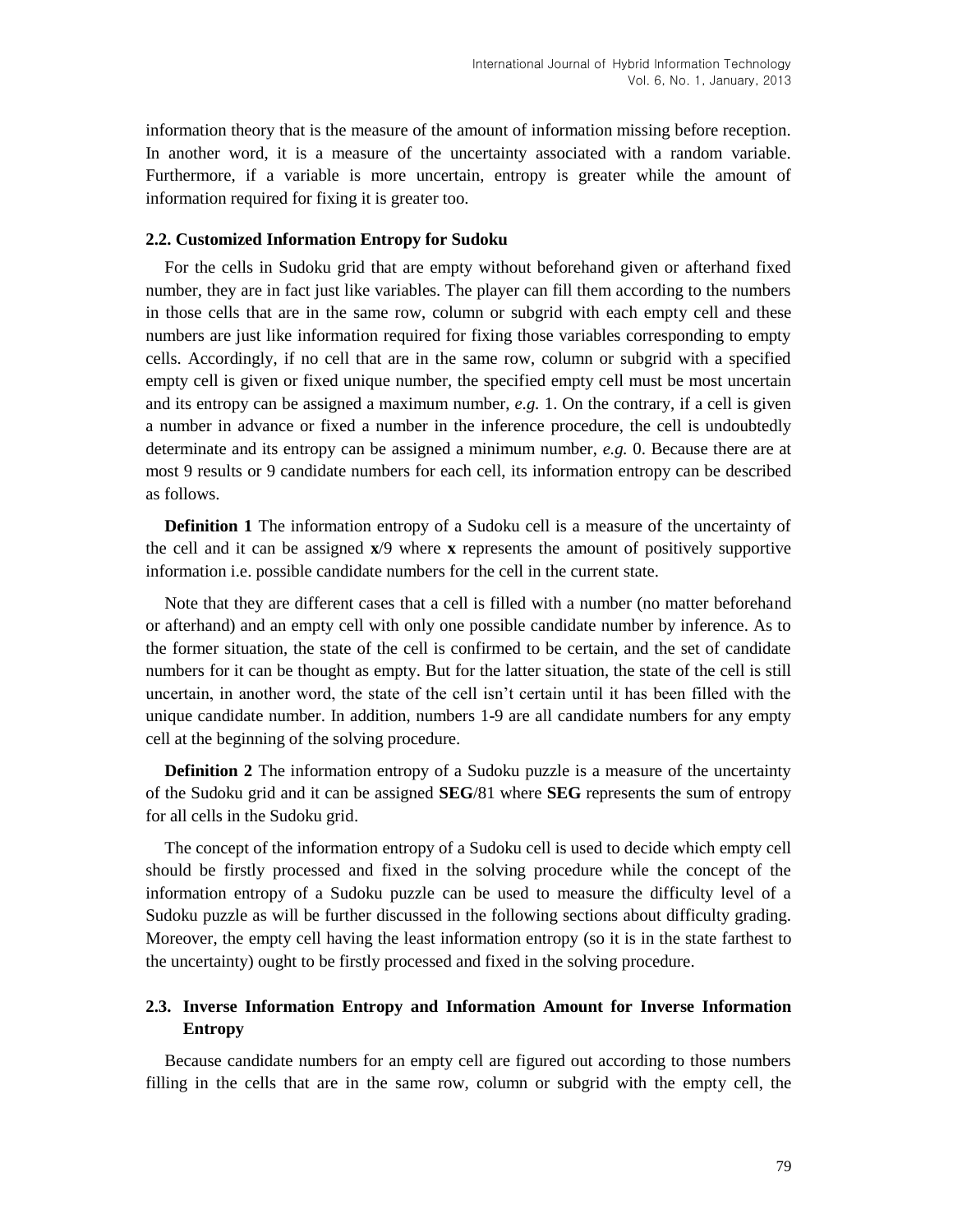information theory that is the measure of the amount of information missing before reception. In another word, it is a measure of the uncertainty associated with a random variable. Furthermore, if a variable is more uncertain, entropy is greater while the amount of information required for fixing it is greater too.

### 2.2. Customized Information Entropy for Sudoku

For the cells in Sudoku grid that are empty without beforehand given or afterhand fixed number, they are in fact just like variables. The player can fill them according to the numbers in those cells that are in the same row, column or subgrid with each empty cell and these numbers are just like information required for fixing those variables corresponding to empty cells. Accordingly, if no cell that are in the same row, column or subgrid with a specified empty cell is given or fixed unique number, the specified empty cell must be most uncertain and its entropy can be assigned a maximum number, *e.g.* 1. On the contrary, if a cell is given a number in advance or fixed a number in the inference procedure, the cell is undoubtedly determinate and its entropy can be assigned a minimum number, *e.g.* 0. Because there are at most 9 results or 9 candidate numbers for each cell, its information entropy can be described as follows.

**Definition 1** The information entropy of a Sudoku cell is a measure of the uncertainty of the cell and it can be assigned $\mathbf{x}/9$ where $\mathbf{x}$ represents the amount of positively supportive information i.e. possible candidate numbers for the cell in the current state.

Note that they are different cases that a cell is filled with a number (no matter beforehand or afterhand) and an empty cell with only one possible candidate number by inference. As to the former situation, the state of the cell is confirmed to be certain, and the set of candidate numbers for it can be thought as empty. But for the latter situation, the state of the cell is still uncertain, in another word, the state of the cell isn't certain until it has been filled with the unique candidate number. In addition, numbers 1-9 are all candidate numbers for any empty cell at the beginning of the solving procedure.

**Definition 2** The information entropy of a Sudoku puzzle is a measure of the uncertainty of the Sudoku grid and it can be assigned **SEG**/81 where **SEG** represents the sum of entropy for all cells in the Sudoku grid.

The concept of the information entropy of a Sudoku cell is used to decide which empty cell should be firstly processed and fixed in the solving procedure while the concept of the information entropy of a Sudoku puzzle can be used to measure the difficulty level of a Sudoku puzzle as will be further discussed in the following sections about difficulty grading. Moreover, the empty cell having the least information entropy (so it is in the state farthest to the uncertainty) ought to be firstly processed and fixed in the solving procedure.

### 2.3. Inverse Information Entropy and Information Amount for Inverse Information Entropy

Because candidate numbers for an empty cell are figured out according to those numbers filling in the cells that are in the same row, column or subgrid with the empty cell, the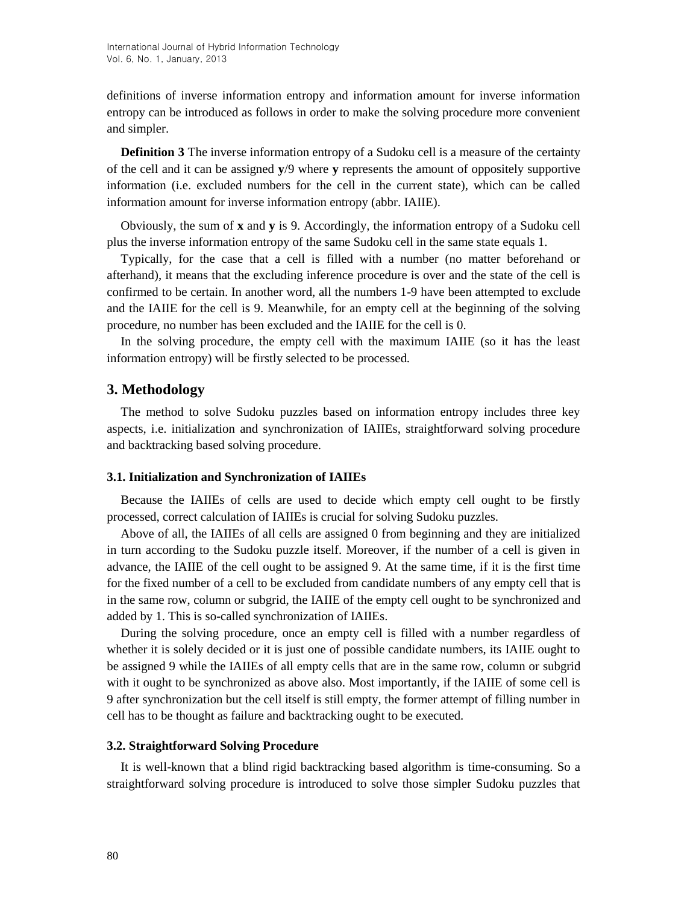definitions of inverse information entropy and information amount for inverse information entropy can be introduced as follows in order to make the solving procedure more convenient and simpler.

**Definition 3** The inverse information entropy of a Sudoku cell is a measure of the certainty of the cell and it can be assigned **y**/9 where **y** represents the amount of oppositely supportive information (i.e. excluded numbers for the cell in the current state), which can be called information amount for inverse information entropy (abbr. IAIIE).

Obviously, the sum of **x** and **y** is 9. Accordingly, the information entropy of a Sudoku cell plus the inverse information entropy of the same Sudoku cell in the same state equals 1.

Typically, for the case that a cell is filled with a number (no matter beforehand or afterhand), it means that the excluding inference procedure is over and the state of the cell is confirmed to be certain. In another word, all the numbers 1-9 have been attempted to exclude and the IAIIE for the cell is 9. Meanwhile, for an empty cell at the beginning of the solving procedure, no number has been excluded and the IAIIE for the cell is 0.

In the solving procedure, the empty cell with the maximum IAIIE (so it has the least information entropy) will be firstly selected to be processed.

## 3. Methodology

The method to solve Sudoku puzzles based on information entropy includes three key aspects, i.e. initialization and synchronization of IAIIEs, straightforward solving procedure and backtracking based solving procedure.

### 3.1. Initialization and Synchronization of IAIIEs

Because the IAIIEs of cells are used to decide which empty cell ought to be firstly processed, correct calculation of IAIIEs is crucial for solving Sudoku puzzles.

Above of all, the IAIIEs of all cells are assigned 0 from beginning and they are initialized in turn according to the Sudoku puzzle itself. Moreover, if the number of a cell is given in advance, the IAIIE of the cell ought to be assigned 9. At the same time, if it is the first time for the fixed number of a cell to be excluded from candidate numbers of any empty cell that is in the same row, column or subgrid, the IAIIE of the empty cell ought to be synchronized and added by 1. This is so-called synchronization of IAIIEs.

During the solving procedure, once an empty cell is filled with a number regardless of whether it is solely decided or it is just one of possible candidate numbers, its IAIIE ought to be assigned 9 while the IAIIEs of all empty cells that are in the same row, column or subgrid with it ought to be synchronized as above also. Most importantly, if the IAIIE of some cell is 9 after synchronization but the cell itself is still empty, the former attempt of filling number in cell has to be thought as failure and backtracking ought to be executed.

### 3.2. Straightforward Solving Procedure

It is well-known that a blind rigid backtracking based algorithm is time-consuming. So a straightforward solving procedure is introduced to solve those simpler Sudoku puzzles that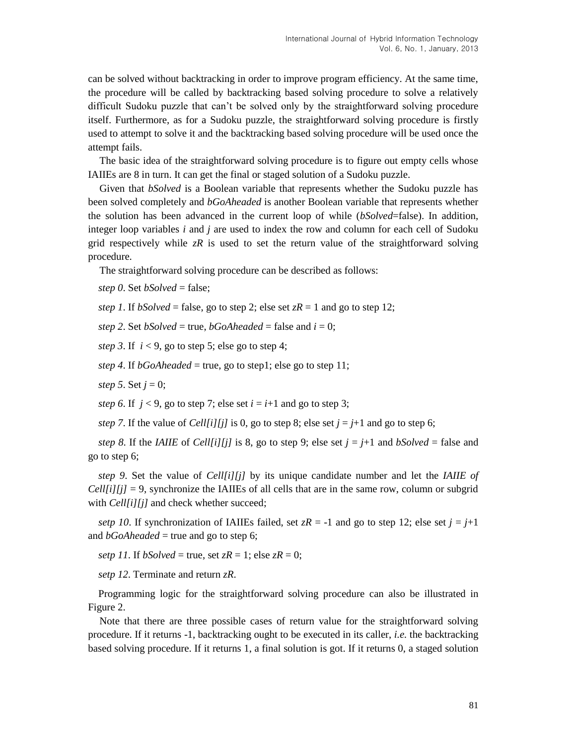can be solved without backtracking in order to improve program efficiency. At the same time, the procedure will be called by backtracking based solving procedure to solve a relatively difficult Sudoku puzzle that can't be solved only by the straightforward solving procedure itself. Furthermore, as for a Sudoku puzzle, the straightforward solving procedure is firstly used to attempt to solve it and the backtracking based solving procedure will be used once the attempt fails.

The basic idea of the straightforward solving procedure is to figure out empty cells whose IAIIEs are 8 in turn. It can get the final or staged solution of a Sudoku puzzle.

Given that *bSolved* is a Boolean variable that represents whether the Sudoku puzzle has been solved completely and *bGoAheaded* is another Boolean variable that represents whether the solution has been advanced in the current loop of while (*bSolved*=false). In addition, integer loop variables $i$ and $j$ are used to index the row and column for each cell of Sudoku grid respectively while $zR$ is used to set the return value of the straightforward solving procedure.

The straightforward solving procedure can be described as follows:

*step 0*. Set *bSolved* = false;

*step 1*. If *bSolved* = false, go to step 2; else set $zR = 1$ and go to step 12;

*step 2*. Set *bSolved* = true, *bGoAheaded* = false and $i = 0$;

*step 3*. If $i < 9$, go to step 5; else go to step 4;

*step 4*. If *bGoAheaded* = true, go to step1; else go to step 11;

*step 5*. Set $j = 0$;

*step 6*. If $j < 9$, go to step 7; else set $i = i+1$ and go to step 3;

*step 7*. If the value of *Cell[i][j]* is 0, go to step 8; else set $j = j+1$ and go to step 6;

*step 8*. If the *IAIIE* of *Cell[i][j]* is 8, go to step 9; else set $j = j+1$ and *bSolved* = false and go to step 6;

*step 9*. Set the value of *Cell[i][j]* by its unique candidate number and let the *IAIIE of Cell[i][j]* = 9, synchronize the IAIIEs of all cells that are in the same row, column or subgrid with *Cell[i][j]* and check whether succeed;

*setp 10*. If synchronization of IAIIEs failed, set $zR = -1$ and go to step 12; else set $j = j+1$ and *bGoAheaded* = true and go to step 6;

*setp 11*. If *bSolved* = true, set $zR = 1$; else $zR = 0$;

*setp 12*. Terminate and return $zR$.

Programming logic for the straightforward solving procedure can also be illustrated in Figure 2.

Note that there are three possible cases of return value for the straightforward solving procedure. If it returns -1, backtracking ought to be executed in its caller, *i.e.* the backtracking based solving procedure. If it returns 1, a final solution is got. If it returns 0, a staged solution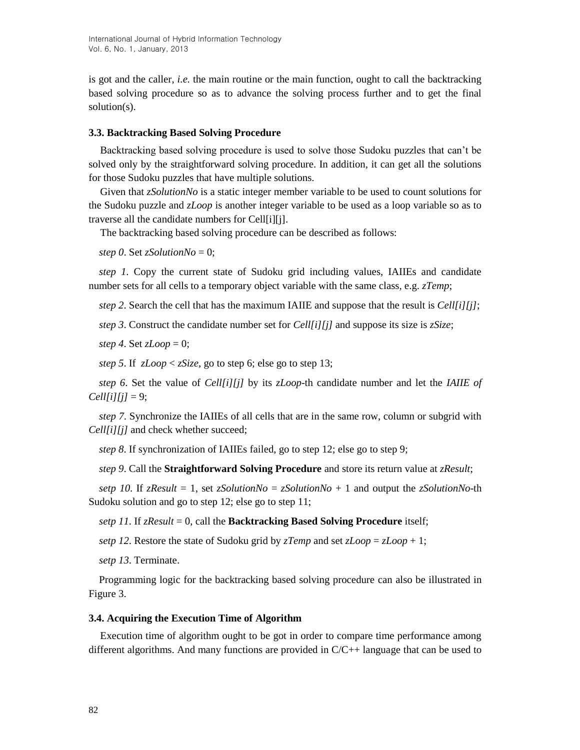is got and the caller, *i.e.* the main routine or the main function, ought to call the backtracking based solving procedure so as to advance the solving process further and to get the final solution(s).

### 3.3. Backtracking Based Solving Procedure

Backtracking based solving procedure is used to solve those Sudoku puzzles that can't be solved only by the straightforward solving procedure. In addition, it can get all the solutions for those Sudoku puzzles that have multiple solutions.

Given that *zSolutionNo* is a static integer member variable to be used to count solutions for the Sudoku puzzle and *zLoop* is another integer variable to be used as a loop variable so as to traverse all the candidate numbers for Cell[i][j].

The backtracking based solving procedure can be described as follows:

*step 0*. Set *zSolutionNo* = 0;

*step 1*. Copy the current state of Sudoku grid including values, IAIIEs and candidate number sets for all cells to a temporary object variable with the same class, e.g. *zTemp*;

*step 2*. Search the cell that has the maximum IAIIE and suppose that the result is *Cell[i][j]*;

*step 3*. Construct the candidate number set for *Cell[i][j]* and suppose its size is *zSize*;

*step 4*. Set *zLoop* = 0;

*step 5*. If *zLoop* < *zSize*, go to step 6; else go to step 13;

*step 6*. Set the value of *Cell[i][j]* by its *zLoop*-th candidate number and let the *IAIIE of Cell[i][j]* = 9;

*step 7*. Synchronize the IAIIEs of all cells that are in the same row, column or subgrid with *Cell[i][j]* and check whether succeed;

*step 8*. If synchronization of IAIIEs failed, go to step 12; else go to step 9;

*step 9*. Call the **Straightforward Solving Procedure** and store its return value at *zResult*;

*setp 10*. If *zResult* = 1, set *zSolutionNo* = *zSolutionNo* + 1 and output the *zSolutionNo*-th Sudoku solution and go to step 12; else go to step 11;

*setp 11*. If *zResult* = 0, call the **Backtracking Based Solving Procedure** itself;

*setp 12*. Restore the state of Sudoku grid by *zTemp* and set *zLoop* = *zLoop* + 1;

*setp 13*. Terminate.

Programming logic for the backtracking based solving procedure can also be illustrated in Figure 3.

### 3.4. Acquiring the Execution Time of Algorithm

Execution time of algorithm ought to be got in order to compare time performance among different algorithms. And many functions are provided in C/C++ language that can be used to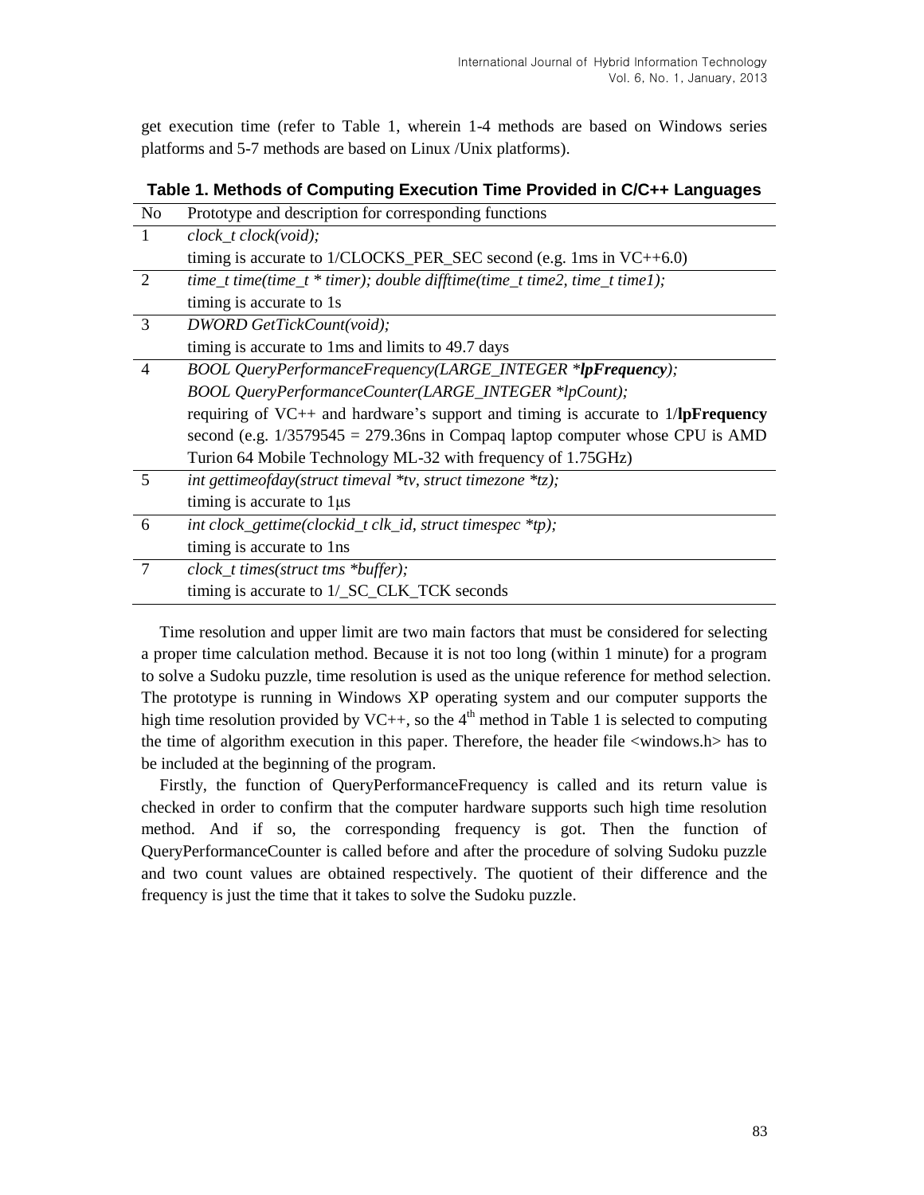get execution time (refer to Table 1, wherein 1-4 methods are based on Windows series platforms and 5-7 methods are based on Linux /Unix platforms).

**Table 1. Methods of Computing Execution Time Provided in C/C++ Languages**

| No | Prototype and description for corresponding functions |
|---|---|
| 1 | *clock_t clock(void);*<br>timing is accurate to 1/CLOCKS_PER_SEC second (e.g. 1ms in VC++6.0) |
| 2 | *time_t time(time_t * timer); double difftime(time_t time2, time_t time1);*<br>timing is accurate to 1s |
| 3 | *DWORD GetTickCount(void);*<br>timing is accurate to 1ms and limits to 49.7 days |
| 4 | *BOOL QueryPerformanceFrequency(LARGE_INTEGER **lpFrequency**);*<br>*BOOL QueryPerformanceCounter(LARGE_INTEGER *lpCount);*<br>requiring of VC++ and hardware's support and timing is accurate to 1/**lpFrequency** second (e.g. 1/3579545 = 279.36ns in Compaq laptop computer whose CPU is AMD Turion 64 Mobile Technology ML-32 with frequency of 1.75GHz) |
| 5 | *int gettimeofday(struct timeval *tv, struct timezone *tz);*<br>timing is accurate to 1μs |
| 6 | *int clock_gettime(clockid_t clk_id, struct timespec *tp);*<br>timing is accurate to 1ns |
| 7 | *clock_t times(struct tms *buffer);*<br>timing is accurate to 1/_SC_CLK_TCK seconds |

Time resolution and upper limit are two main factors that must be considered for selecting a proper time calculation method. Because it is not too long (within 1 minute) for a program to solve a Sudoku puzzle, time resolution is used as the unique reference for method selection. The prototype is running in Windows XP operating system and our computer supports the high time resolution provided by VC++, so the $4^{th}$ method in Table 1 is selected to computing the time of algorithm execution in this paper. Therefore, the header file <windows.h> has to be included at the beginning of the program.

Firstly, the function of QueryPerformanceFrequency is called and its return value is checked in order to confirm that the computer hardware supports such high time resolution method. And if so, the corresponding frequency is got. Then the function of QueryPerformanceCounter is called before and after the procedure of solving Sudoku puzzle and two count values are obtained respectively. The quotient of their difference and the frequency is just the time that it takes to solve the Sudoku puzzle.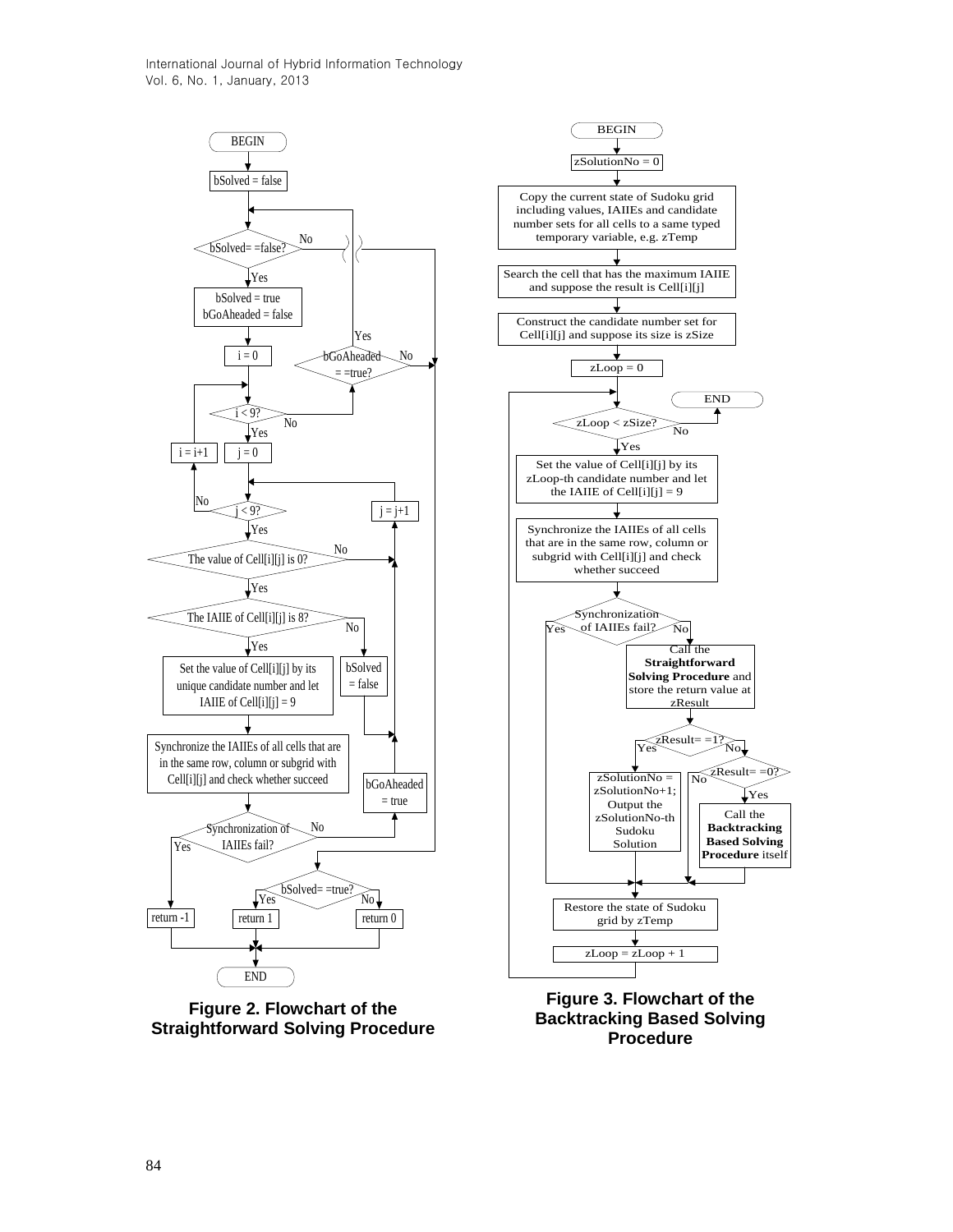BEGIN

bSolved = false

bSolved= =false?

- No → bSolved= =true?
- Yes → bSolved = true, bGoAheaded = false

i = 0

i < 9?

- No → bGoAheaded = =true?
  - Yes → bSolved= =false?
  - No → bSolved= =true?
- Yes → j = 0

j < 9?

- No → i = i+1 → i < 9?
- Yes → The value of Cell[i][j] is 0?

The value of Cell[i][j] is 0?

- No → j = j+1 → j < 9?
- Yes → The IAIIE of Cell[i][j] is 8?

The IAIIE of Cell[i][j] is 8?

- No → bSolved = false → j = j+1
- Yes → Set the value of Cell[i][j] by its unique candidate number and let IAIIE of Cell[i][j] = 9

Synchronize the IAIIEs of all cells that are in the same row, column or subgrid with Cell[i][j] and check whether succeed

Synchronization of IAIIEs fail?

- Yes → return -1
- No → bGoAheaded = true → j = j+1

bSolved= =true?

- Yes → return 1
- No → return 0

END

**Figure 2. Flowchart of the Straightforward Solving Procedure**

BEGIN

zSolutionNo = 0

Copy the current state of Sudoku grid including values, IAIIEs and candidate number sets for all cells to a same typed temporary variable, e.g. zTemp

Search the cell that has the maximum IAIIE and suppose the result is Cell[i][j]

Construct the candidate number set for Cell[i][j] and suppose its size is zSize

zLoop = 0

zLoop < zSize?

- No → END
- Yes → Set the value of Cell[i][j] by its zLoop-th candidate number and let the IAIIE of Cell[i][j] = 9

Synchronize the IAIIEs of all cells that are in the same row, column or subgrid with Cell[i][j] and check whether succeed

Synchronization of IAIIEs fail?

- Yes → Restore the state of Sudoku grid by zTemp
- No → Call the **Straightforward Solving Procedure** and store the return value at zResult

zResult= =1?

- Yes → zSolutionNo = zSolutionNo+1; Output the zSolutionNo-th Sudoku Solution
- No → zResult= =0?
  - No → Restore the state of Sudoku grid by zTemp
  - Yes → Call the **Backtracking Based Solving Procedure** itself

Restore the state of Sudoku grid by zTemp

zLoop = zLoop + 1 → zLoop < zSize?

**Figure 3. Flowchart of the Backtracking Based Solving Procedure**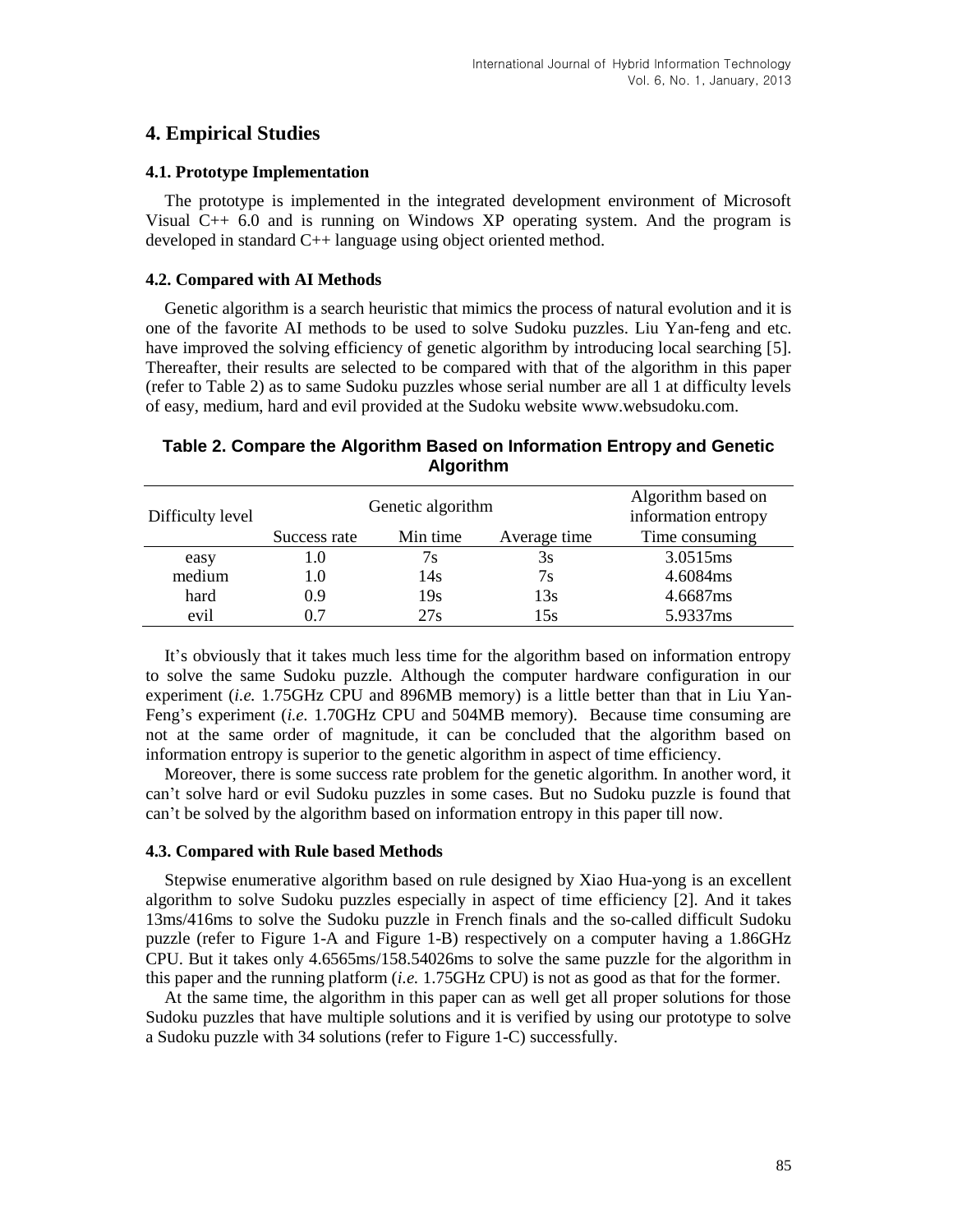## 4. Empirical Studies

### 4.1. Prototype Implementation

The prototype is implemented in the integrated development environment of Microsoft Visual C++ 6.0 and is running on Windows XP operating system. And the program is developed in standard C++ language using object oriented method.

### 4.2. Compared with AI Methods

Genetic algorithm is a search heuristic that mimics the process of natural evolution and it is one of the favorite AI methods to be used to solve Sudoku puzzles. Liu Yan-feng and etc. have improved the solving efficiency of genetic algorithm by introducing local searching [5]. Thereafter, their results are selected to be compared with that of the algorithm in this paper (refer to Table 2) as to same Sudoku puzzles whose serial number are all 1 at difficulty levels of easy, medium, hard and evil provided at the Sudoku website www.websudoku.com.

**Table 2. Compare the Algorithm Based on Information Entropy and Genetic Algorithm**

| Difficulty level | Genetic algorithm | | | Algorithm based on information entropy |
|---|---|---|---|---|
| | Success rate | Min time | Average time | Time consuming |
| easy | 1.0 | 7s | 3s | 3.0515ms |
| medium | 1.0 | 14s | 7s | 4.6084ms |
| hard | 0.9 | 19s | 13s | 4.6687ms |
| evil | 0.7 | 27s | 15s | 5.9337ms |

It's obviously that it takes much less time for the algorithm based on information entropy to solve the same Sudoku puzzle. Although the computer hardware configuration in our experiment (*i.e.* 1.75GHz CPU and 896MB memory) is a little better than that in Liu Yan-Feng's experiment (*i.e.* 1.70GHz CPU and 504MB memory). Because time consuming are not at the same order of magnitude, it can be concluded that the algorithm based on information entropy is superior to the genetic algorithm in aspect of time efficiency.

Moreover, there is some success rate problem for the genetic algorithm. In another word, it can't solve hard or evil Sudoku puzzles in some cases. But no Sudoku puzzle is found that can't be solved by the algorithm based on information entropy in this paper till now.

### 4.3. Compared with Rule based Methods

Stepwise enumerative algorithm based on rule designed by Xiao Hua-yong is an excellent algorithm to solve Sudoku puzzles especially in aspect of time efficiency [2]. And it takes 13ms/416ms to solve the Sudoku puzzle in French finals and the so-called difficult Sudoku puzzle (refer to Figure 1-A and Figure 1-B) respectively on a computer having a 1.86GHz CPU. But it takes only 4.6565ms/158.54026ms to solve the same puzzle for the algorithm in this paper and the running platform (*i.e.* 1.75GHz CPU) is not as good as that for the former.

At the same time, the algorithm in this paper can as well get all proper solutions for those Sudoku puzzles that have multiple solutions and it is verified by using our prototype to solve a Sudoku puzzle with 34 solutions (refer to Figure 1-C) successfully.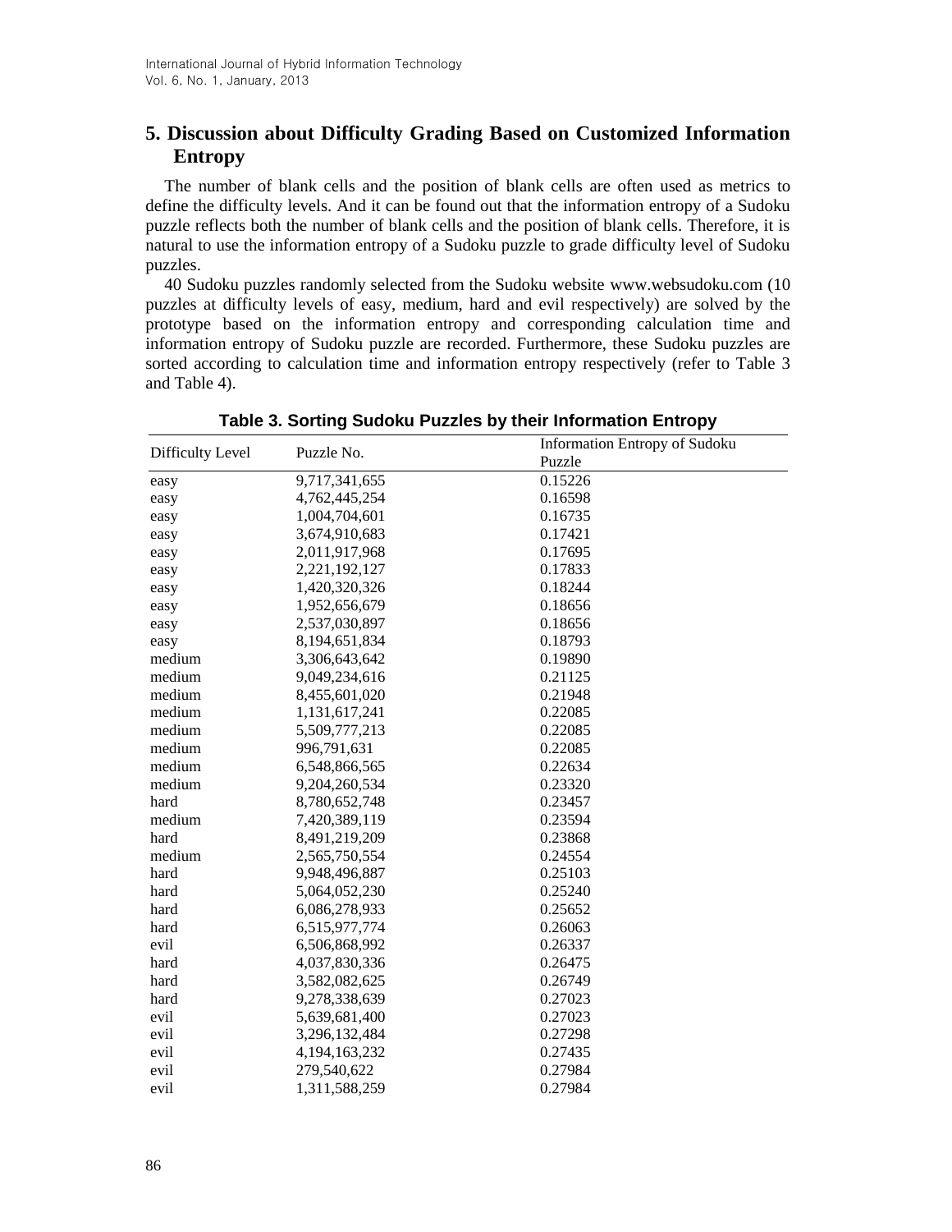## 5. Discussion about Difficulty Grading Based on Customized Information Entropy

The number of blank cells and the position of blank cells are often used as metrics to define the difficulty levels. And it can be found out that the information entropy of a Sudoku puzzle reflects both the number of blank cells and the position of blank cells. Therefore, it is natural to use the information entropy of a Sudoku puzzle to grade difficulty level of Sudoku puzzles.

40 Sudoku puzzles randomly selected from the Sudoku website www.websudoku.com (10 puzzles at difficulty levels of easy, medium, hard and evil respectively) are solved by the prototype based on the information entropy and corresponding calculation time and information entropy of Sudoku puzzle are recorded. Furthermore, these Sudoku puzzles are sorted according to calculation time and information entropy respectively (refer to Table 3 and Table 4).

**Table 3. Sorting Sudoku Puzzles by their Information Entropy**

| Difficulty Level | Puzzle No. | Information Entropy of Sudoku Puzzle |
|---|---|---|
| easy | 9,717,341,655 | 0.15226 |
| easy | 4,762,445,254 | 0.16598 |
| easy | 1,004,704,601 | 0.16735 |
| easy | 3,674,910,683 | 0.17421 |
| easy | 2,011,917,968 | 0.17695 |
| easy | 2,221,192,127 | 0.17833 |
| easy | 1,420,320,326 | 0.18244 |
| easy | 1,952,656,679 | 0.18656 |
| easy | 2,537,030,897 | 0.18656 |
| easy | 8,194,651,834 | 0.18793 |
| medium | 3,306,643,642 | 0.19890 |
| medium | 9,049,234,616 | 0.21125 |
| medium | 8,455,601,020 | 0.21948 |
| medium | 1,131,617,241 | 0.22085 |
| medium | 5,509,777,213 | 0.22085 |
| medium | 996,791,631 | 0.22085 |
| medium | 6,548,866,565 | 0.22634 |
| medium | 9,204,260,534 | 0.23320 |
| hard | 8,780,652,748 | 0.23457 |
| medium | 7,420,389,119 | 0.23594 |
| hard | 8,491,219,209 | 0.23868 |
| medium | 2,565,750,554 | 0.24554 |
| hard | 9,948,496,887 | 0.25103 |
| hard | 5,064,052,230 | 0.25240 |
| hard | 6,086,278,933 | 0.25652 |
| hard | 6,515,977,774 | 0.26063 |
| evil | 6,506,868,992 | 0.26337 |
| hard | 4,037,830,336 | 0.26475 |
| hard | 3,582,082,625 | 0.26749 |
| hard | 9,278,338,639 | 0.27023 |
| evil | 5,639,681,400 | 0.27023 |
| evil | 3,296,132,484 | 0.27298 |
| evil | 4,194,163,232 | 0.27435 |
| evil | 279,540,622 | 0.27984 |
| evil | 1,311,588,259 | 0.27984 |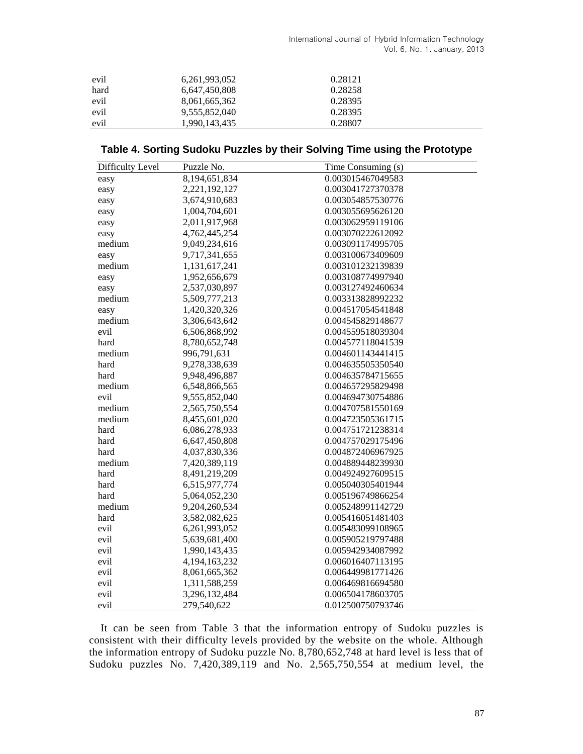| | | |
|---|---|---|
| evil | 6,261,993,052 | 0.28121 |
| hard | 6,647,450,808 | 0.28258 |
| evil | 8,061,665,362 | 0.28395 |
| evil | 9,555,852,040 | 0.28395 |
| evil | 1,990,143,435 | 0.28807 |

**Table 4. Sorting Sudoku Puzzles by their Solving Time using the Prototype**

| Difficulty Level | Puzzle No. | Time Consuming (s) |
|---|---|---|
| easy | 8,194,651,834 | 0.003015467049583 |
| easy | 2,221,192,127 | 0.003041727370378 |
| easy | 3,674,910,683 | 0.003054857530776 |
| easy | 1,004,704,601 | 0.003055695626120 |
| easy | 2,011,917,968 | 0.003062959119106 |
| easy | 4,762,445,254 | 0.003070222612092 |
| medium | 9,049,234,616 | 0.003091174995705 |
| easy | 9,717,341,655 | 0.003100673409609 |
| medium | 1,131,617,241 | 0.003101232139839 |
| easy | 1,952,656,679 | 0.003108774997940 |
| easy | 2,537,030,897 | 0.003127492460634 |
| medium | 5,509,777,213 | 0.003313828992232 |
| easy | 1,420,320,326 | 0.004517054541848 |
| medium | 3,306,643,642 | 0.004545829148677 |
| evil | 6,506,868,992 | 0.004559518039304 |
| hard | 8,780,652,748 | 0.004577118041539 |
| medium | 996,791,631 | 0.004601143441415 |
| hard | 9,278,338,639 | 0.004635505350540 |
| hard | 9,948,496,887 | 0.004635784715655 |
| medium | 6,548,866,565 | 0.004657295829498 |
| evil | 9,555,852,040 | 0.004694730754886 |
| medium | 2,565,750,554 | 0.004707581550169 |
| medium | 8,455,601,020 | 0.004723505361715 |
| hard | 6,086,278,933 | 0.004751721238314 |
| hard | 6,647,450,808 | 0.004757029175496 |
| hard | 4,037,830,336 | 0.004872406967925 |
| medium | 7,420,389,119 | 0.004889448239930 |
| hard | 8,491,219,209 | 0.004924927609515 |
| hard | 6,515,977,774 | 0.005040305401944 |
| hard | 5,064,052,230 | 0.005196749866254 |
| medium | 9,204,260,534 | 0.005248991142729 |
| hard | 3,582,082,625 | 0.005416051481403 |
| evil | 6,261,993,052 | 0.005483099108965 |
| evil | 5,639,681,400 | 0.005905219797488 |
| evil | 1,990,143,435 | 0.005942934087992 |
| evil | 4,194,163,232 | 0.006016407113195 |
| evil | 8,061,665,362 | 0.006449981771426 |
| evil | 1,311,588,259 | 0.006469816694580 |
| evil | 3,296,132,484 | 0.006504178603705 |
| evil | 279,540,622 | 0.012500750793746 |

It can be seen from Table 3 that the information entropy of Sudoku puzzles is consistent with their difficulty levels provided by the website on the whole. Although the information entropy of Sudoku puzzle No. 8,780,652,748 at hard level is less that of Sudoku puzzles No. 7,420,389,119 and No. 2,565,750,554 at medium level, the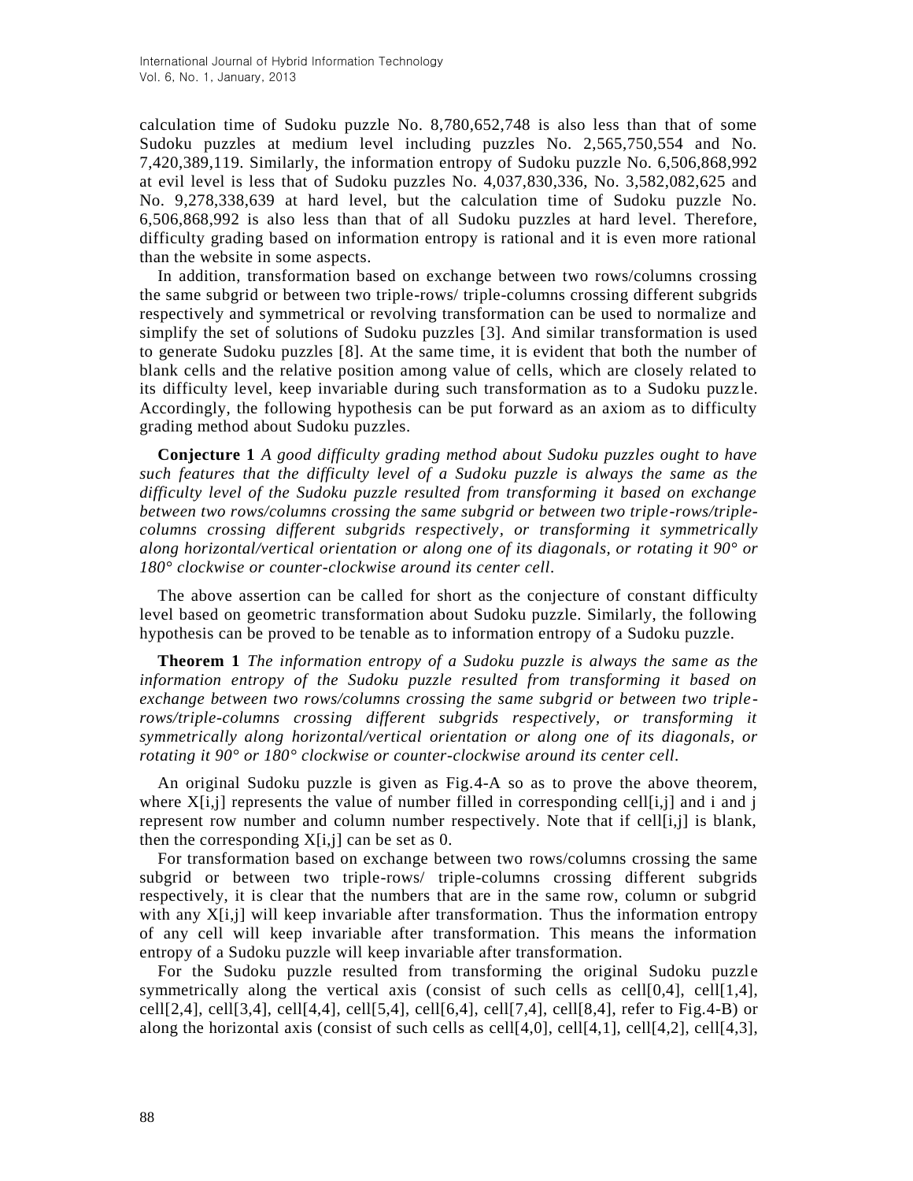calculation time of Sudoku puzzle No. 8,780,652,748 is also less than that of some Sudoku puzzles at medium level including puzzles No. 2,565,750,554 and No. 7,420,389,119. Similarly, the information entropy of Sudoku puzzle No. 6,506,868,992 at evil level is less that of Sudoku puzzles No. 4,037,830,336, No. 3,582,082,625 and No. 9,278,338,639 at hard level, but the calculation time of Sudoku puzzle No. 6,506,868,992 is also less than that of all Sudoku puzzles at hard level. Therefore, difficulty grading based on information entropy is rational and it is even more rational than the website in some aspects.

In addition, transformation based on exchange between two rows/columns crossing the same subgrid or between two triple-rows/ triple-columns crossing different subgrids respectively and symmetrical or revolving transformation can be used to normalize and simplify the set of solutions of Sudoku puzzles [3]. And similar transformation is used to generate Sudoku puzzles [8]. At the same time, it is evident that both the number of blank cells and the relative position among value of cells, which are closely related to its difficulty level, keep invariable during such transformation as to a Sudoku puzzle. Accordingly, the following hypothesis can be put forward as an axiom as to difficulty grading method about Sudoku puzzles.

**Conjecture 1** *A good difficulty grading method about Sudoku puzzles ought to have such features that the difficulty level of a Sudoku puzzle is always the same as the difficulty level of the Sudoku puzzle resulted from transforming it based on exchange between two rows/columns crossing the same subgrid or between two triple-rows/triple-columns crossing different subgrids respectively, or transforming it symmetrically along horizontal/vertical orientation or along one of its diagonals, or rotating it 90° or 180° clockwise or counter-clockwise around its center cell.*

The above assertion can be called for short as the conjecture of constant difficulty level based on geometric transformation about Sudoku puzzle. Similarly, the following hypothesis can be proved to be tenable as to information entropy of a Sudoku puzzle.

**Theorem 1** *The information entropy of a Sudoku puzzle is always the same as the information entropy of the Sudoku puzzle resulted from transforming it based on exchange between two rows/columns crossing the same subgrid or between two triple-rows/triple-columns crossing different subgrids respectively, or transforming it symmetrically along horizontal/vertical orientation or along one of its diagonals, or rotating it 90° or 180° clockwise or counter-clockwise around its center cell.*

An original Sudoku puzzle is given as Fig.4-A so as to prove the above theorem, where X[i,j] represents the value of number filled in corresponding cell[i,j] and i and j represent row number and column number respectively. Note that if cell[i,j] is blank, then the corresponding X[i,j] can be set as 0.

For transformation based on exchange between two rows/columns crossing the same subgrid or between two triple-rows/ triple-columns crossing different subgrids respectively, it is clear that the numbers that are in the same row, column or subgrid with any X[i,j] will keep invariable after transformation. Thus the information entropy of any cell will keep invariable after transformation. This means the information entropy of a Sudoku puzzle will keep invariable after transformation.

For the Sudoku puzzle resulted from transforming the original Sudoku puzzle symmetrically along the vertical axis (consist of such cells as cell[0,4], cell[1,4], cell[2,4], cell[3,4], cell[4,4], cell[5,4], cell[6,4], cell[7,4], cell[8,4], refer to Fig.4-B) or along the horizontal axis (consist of such cells as cell[4,0], cell[4,1], cell[4,2], cell[4,3],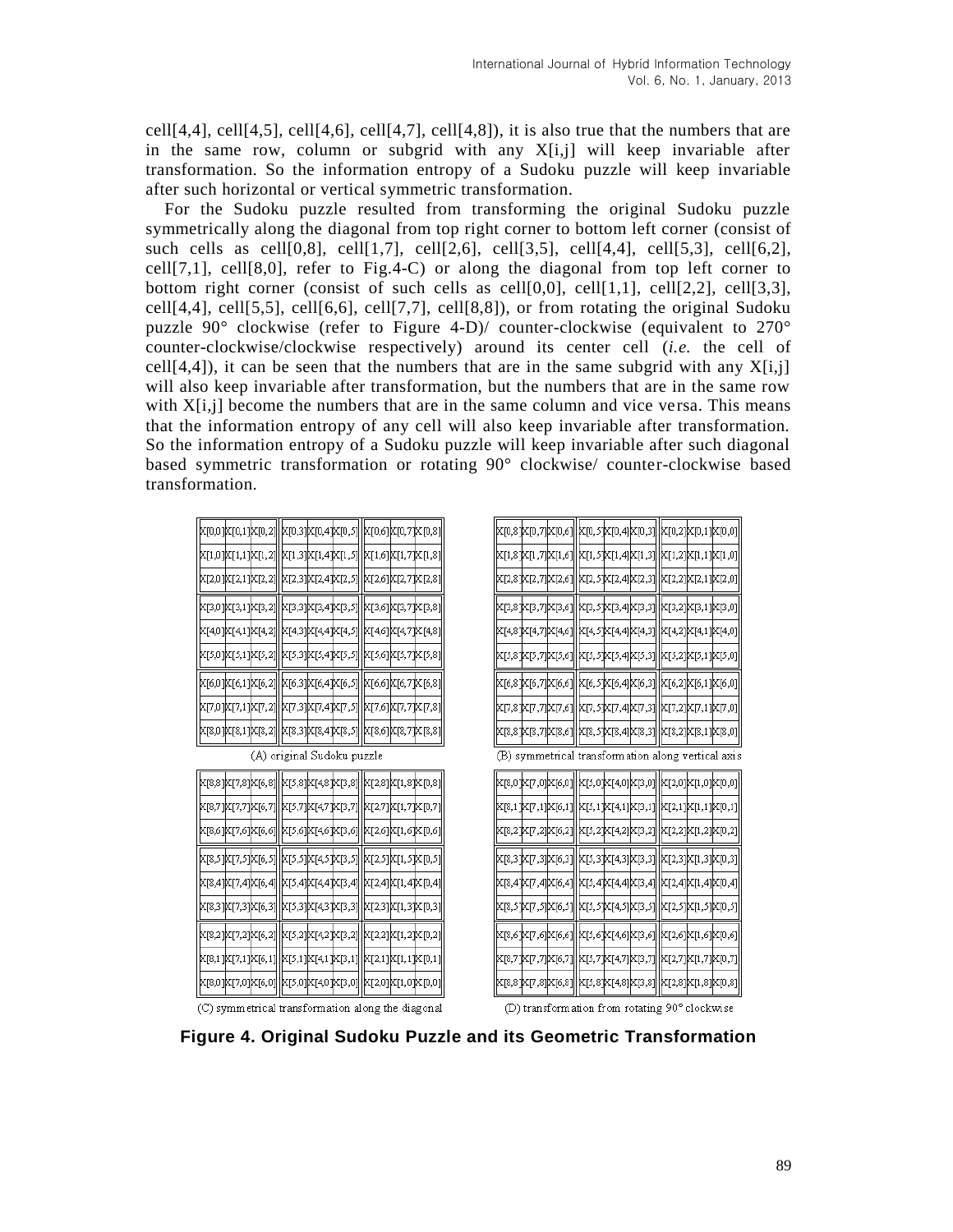cell[4,4], cell[4,5], cell[4,6], cell[4,7], cell[4,8]), it is also true that the numbers that are in the same row, column or subgrid with any X[i,j] will keep invariable after transformation. So the information entropy of a Sudoku puzzle will keep invariable after such horizontal or vertical symmetric transformation.

For the Sudoku puzzle resulted from transforming the original Sudoku puzzle symmetrically along the diagonal from top right corner to bottom left corner (consist of such cells as cell[0,8], cell[1,7], cell[2,6], cell[3,5], cell[4,4], cell[5,3], cell[6,2], cell[7,1], cell[8,0], refer to Fig.4-C) or along the diagonal from top left corner to bottom right corner (consist of such cells as cell[0,0], cell[1,1], cell[2,2], cell[3,3], cell[4,4], cell[5,5], cell[6,6], cell[7,7], cell[8,8]), or from rotating the original Sudoku puzzle 90° clockwise (refer to Figure 4-D)/ counter-clockwise (equivalent to 270° counter-clockwise/clockwise respectively) around its center cell (*i.e.* the cell of cell[4,4]), it can be seen that the numbers that are in the same subgrid with any X[i,j] will also keep invariable after transformation, but the numbers that are in the same row with X[i,j] become the numbers that are in the same column and vice versa. This means that the information entropy of any cell will also keep invariable after transformation. So the information entropy of a Sudoku puzzle will keep invariable after such diagonal based symmetric transformation or rotating 90° clockwise/ counter-clockwise based transformation.

| X[0,0] | X[0,1] | X[0,2] | X[0,3] | X[0,4] | X[0,5] | X[0,6] | X[0,7] | X[0,8] |
|---|---|---|---|---|---|---|---|---|
| X[1,0] | X[1,1] | X[1,2] | X[1,3] | X[1,4] | X[1,5] | X[1,6] | X[1,7] | X[1,8] |
| X[2,0] | X[2,1] | X[2,2] | X[2,3] | X[2,4] | X[2,5] | X[2,6] | X[2,7] | X[2,8] |
| X[3,0] | X[3,1] | X[3,2] | X[3,3] | X[3,4] | X[3,5] | X[3,6] | X[3,7] | X[3,8] |
| X[4,0] | X[4,1] | X[4,2] | X[4,3] | X[4,4] | X[4,5] | X[4,6] | X[4,7] | X[4,8] |
| X[5,0] | X[5,1] | X[5,2] | X[5,3] | X[5,4] | X[5,5] | X[5,6] | X[5,7] | X[5,8] |
| X[6,0] | X[6,1] | X[6,2] | X[6,3] | X[6,4] | X[6,5] | X[6,6] | X[6,7] | X[6,8] |
| X[7,0] | X[7,1] | X[7,2] | X[7,3] | X[7,4] | X[7,5] | X[7,6] | X[7,7] | X[7,8] |
| X[8,0] | X[8,1] | X[8,2] | X[8,3] | X[8,4] | X[8,5] | X[8,6] | X[8,7] | X[8,8] |

(A) original Sudoku puzzle

| X[0,8] | X[0,7] | X[0,6] | X[0,5] | X[0,4] | X[0,3] | X[0,2] | X[0,1] | X[0,0] |
|---|---|---|---|---|---|---|---|---|
| X[1,8] | X[1,7] | X[1,6] | X[1,5] | X[1,4] | X[1,3] | X[1,2] | X[1,1] | X[1,0] |
| X[2,8] | X[2,7] | X[2,6] | X[2,5] | X[2,4] | X[2,3] | X[2,2] | X[2,1] | X[2,0] |
| X[3,8] | X[3,7] | X[3,6] | X[3,5] | X[3,4] | X[3,3] | X[3,2] | X[3,1] | X[3,0] |
| X[4,8] | X[4,7] | X[4,6] | X[4,5] | X[4,4] | X[4,3] | X[4,2] | X[4,1] | X[4,0] |
| X[5,8] | X[5,7] | X[5,6] | X[5,5] | X[5,4] | X[5,3] | X[5,2] | X[5,1] | X[5,0] |
| X[6,8] | X[6,7] | X[6,6] | X[6,5] | X[6,4] | X[6,3] | X[6,2] | X[6,1] | X[6,0] |
| X[7,8] | X[7,7] | X[7,6] | X[7,5] | X[7,4] | X[7,3] | X[7,2] | X[7,1] | X[7,0] |
| X[8,8] | X[8,7] | X[8,6] | X[8,5] | X[8,4] | X[8,3] | X[8,2] | X[8,1] | X[8,0] |

(B) symmetrical transformation along vertical axis

| X[8,8] | X[7,8] | X[6,8] | X[5,8] | X[4,8] | X[3,8] | X[2,8] | X[1,8] | X[0,8] |
|---|---|---|---|---|---|---|---|---|
| X[8,7] | X[7,7] | X[6,7] | X[5,7] | X[4,7] | X[3,7] | X[2,7] | X[1,7] | X[0,7] |
| X[8,6] | X[7,6] | X[6,6] | X[5,6] | X[4,6] | X[3,6] | X[2,6] | X[1,6] | X[0,6] |
| X[8,5] | X[7,5] | X[6,5] | X[5,5] | X[4,5] | X[3,5] | X[2,5] | X[1,5] | X[0,5] |
| X[8,4] | X[7,4] | X[6,4] | X[5,4] | X[4,4] | X[3,4] | X[2,4] | X[1,4] | X[0,4] |
| X[8,3] | X[7,3] | X[6,3] | X[5,3] | X[4,3] | X[3,3] | X[2,3] | X[1,3] | X[0,3] |
| X[8,2] | X[7,2] | X[6,2] | X[5,2] | X[4,2] | X[3,2] | X[2,2] | X[1,2] | X[0,2] |
| X[8,1] | X[7,1] | X[6,1] | X[5,1] | X[4,1] | X[3,1] | X[2,1] | X[1,1] | X[0,1] |
| X[8,0] | X[7,0] | X[6,0] | X[5,0] | X[4,0] | X[3,0] | X[2,0] | X[1,0] | X[0,0] |

(C) symmetrical transformation along the diagonal

| X[8,0] | X[7,0] | X[6,0] | X[5,0] | X[4,0] | X[3,0] | X[2,0] | X[1,0] | X[0,0] |
|---|---|---|---|---|---|---|---|---|
| X[8,1] | X[7,1] | X[6,1] | X[5,1] | X[4,1] | X[3,1] | X[2,1] | X[1,1] | X[0,1] |
| X[8,2] | X[7,2] | X[6,2] | X[5,2] | X[4,2] | X[3,2] | X[2,2] | X[1,2] | X[0,2] |
| X[8,3] | X[7,3] | X[6,3] | X[5,3] | X[4,3] | X[3,3] | X[2,3] | X[1,3] | X[0,3] |
| X[8,4] | X[7,4] | X[6,4] | X[5,4] | X[4,4] | X[3,4] | X[2,4] | X[1,4] | X[0,4] |
| X[8,5] | X[7,5] | X[6,5] | X[5,5] | X[4,5] | X[3,5] | X[2,5] | X[1,5] | X[0,5] |
| X[8,6] | X[7,6] | X[6,6] | X[5,6] | X[4,6] | X[3,6] | X[2,6] | X[1,6] | X[0,6] |
| X[8,7] | X[7,7] | X[6,7] | X[5,7] | X[4,7] | X[3,7] | X[2,7] | X[1,7] | X[0,7] |
| X[8,8] | X[7,8] | X[6,8] | X[5,8] | X[4,8] | X[3,8] | X[2,8] | X[1,8] | X[0,8] |

(D) transformation from rotating 90° clockwise

**Figure 4. Original Sudoku Puzzle and its Geometric Transformation**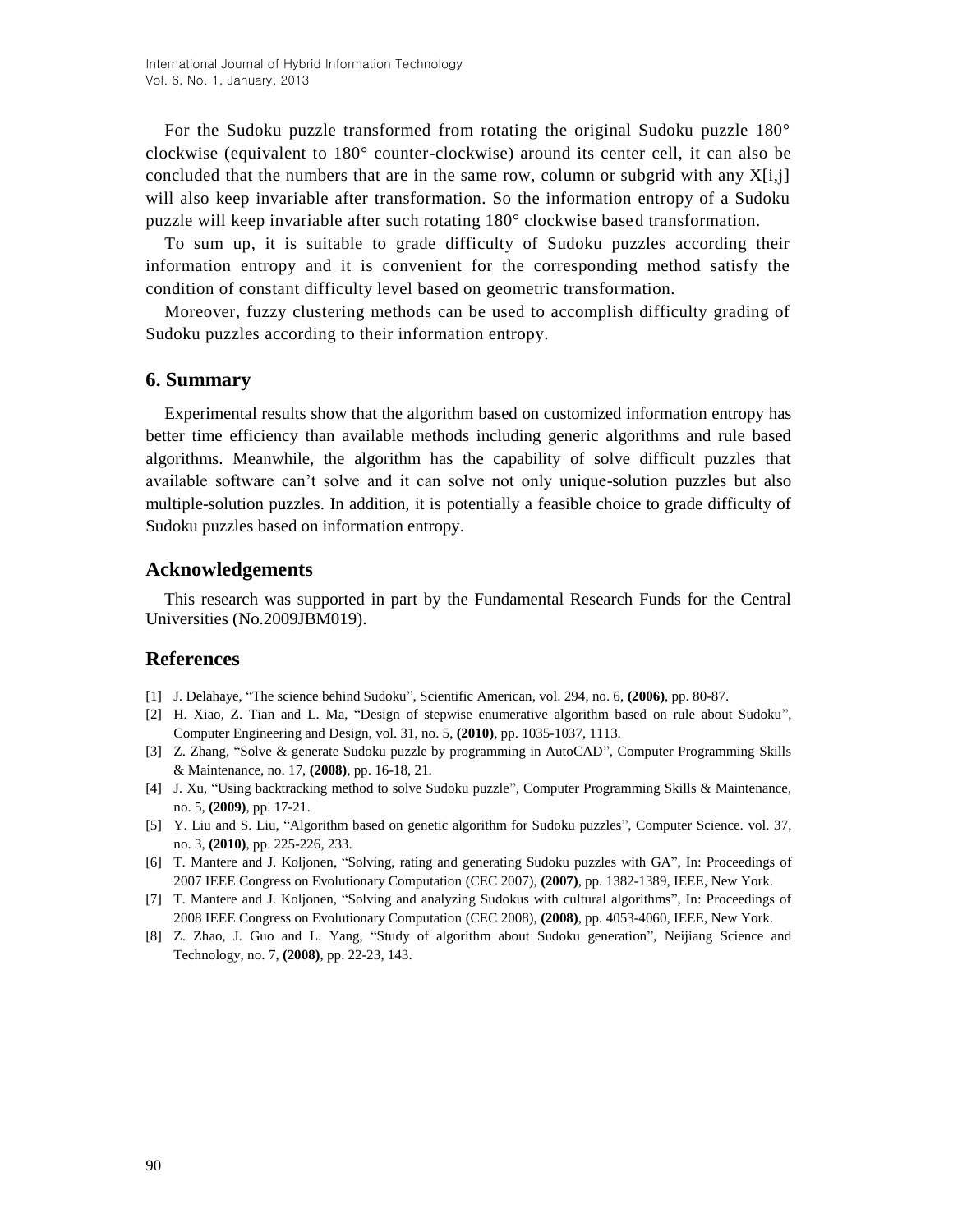For the Sudoku puzzle transformed from rotating the original Sudoku puzzle 180° clockwise (equivalent to 180° counter-clockwise) around its center cell, it can also be concluded that the numbers that are in the same row, column or subgrid with any X[i,j] will also keep invariable after transformation. So the information entropy of a Sudoku puzzle will keep invariable after such rotating 180° clockwise based transformation.

To sum up, it is suitable to grade difficulty of Sudoku puzzles according their information entropy and it is convenient for the corresponding method satisfy the condition of constant difficulty level based on geometric transformation.

Moreover, fuzzy clustering methods can be used to accomplish difficulty grading of Sudoku puzzles according to their information entropy.

## 6. Summary

Experimental results show that the algorithm based on customized information entropy has better time efficiency than available methods including generic algorithms and rule based algorithms. Meanwhile, the algorithm has the capability of solve difficult puzzles that available software can't solve and it can solve not only unique-solution puzzles but also multiple-solution puzzles. In addition, it is potentially a feasible choice to grade difficulty of Sudoku puzzles based on information entropy.

## Acknowledgements

This research was supported in part by the Fundamental Research Funds for the Central Universities (No.2009JBM019).

## References

[1] J. Delahaye, "The science behind Sudoku", Scientific American, vol. 294, no. 6, **(2006)**, pp. 80-87.

[2] H. Xiao, Z. Tian and L. Ma, "Design of stepwise enumerative algorithm based on rule about Sudoku", Computer Engineering and Design, vol. 31, no. 5, **(2010)**, pp. 1035-1037, 1113.

[3] Z. Zhang, "Solve & generate Sudoku puzzle by programming in AutoCAD", Computer Programming Skills & Maintenance, no. 17, **(2008)**, pp. 16-18, 21.

[4] J. Xu, "Using backtracking method to solve Sudoku puzzle", Computer Programming Skills & Maintenance, no. 5, **(2009)**, pp. 17-21.

[5] Y. Liu and S. Liu, "Algorithm based on genetic algorithm for Sudoku puzzles", Computer Science. vol. 37, no. 3, **(2010)**, pp. 225-226, 233.

[6] T. Mantere and J. Koljonen, "Solving, rating and generating Sudoku puzzles with GA", In: Proceedings of 2007 IEEE Congress on Evolutionary Computation (CEC 2007), **(2007)**, pp. 1382-1389, IEEE, New York.

[7] T. Mantere and J. Koljonen, "Solving and analyzing Sudokus with cultural algorithms", In: Proceedings of 2008 IEEE Congress on Evolutionary Computation (CEC 2008), **(2008)**, pp. 4053-4060, IEEE, New York.

[8] Z. Zhao, J. Guo and L. Yang, "Study of algorithm about Sudoku generation", Neijiang Science and Technology, no. 7, **(2008)**, pp. 22-23, 143.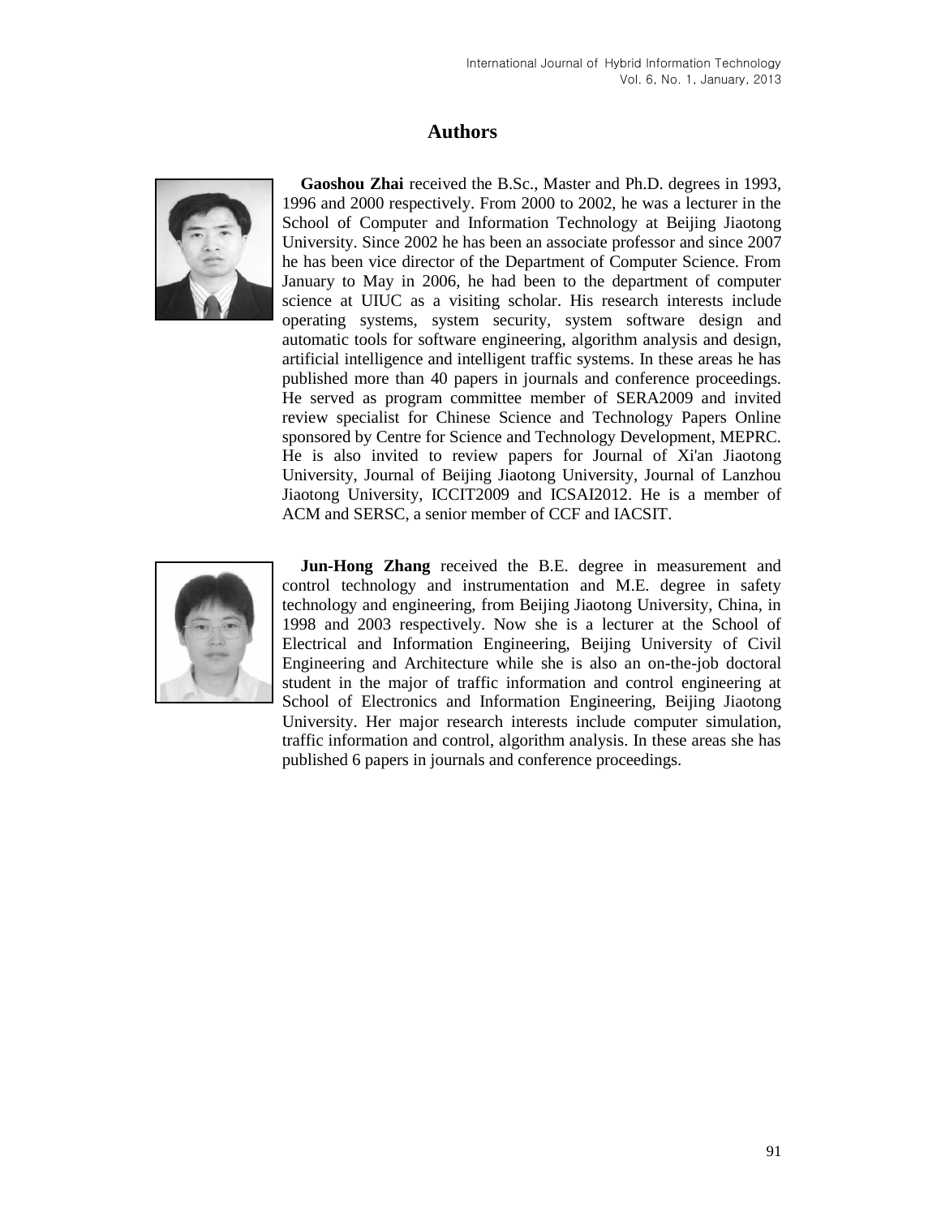# Authors

**Gaoshou Zhai** received the B.Sc., Master and Ph.D. degrees in 1993, 1996 and 2000 respectively. From 2000 to 2002, he was a lecturer in the School of Computer and Information Technology at Beijing Jiaotong University. Since 2002 he has been an associate professor and since 2007 he has been vice director of the Department of Computer Science. From January to May in 2006, he had been to the department of computer science at UIUC as a visiting scholar. His research interests include operating systems, system security, system software design and automatic tools for software engineering, algorithm analysis and design, artificial intelligence and intelligent traffic systems. In these areas he has published more than 40 papers in journals and conference proceedings. He served as program committee member of SERA2009 and invited review specialist for Chinese Science and Technology Papers Online sponsored by Centre for Science and Technology Development, MEPRC. He is also invited to review papers for Journal of Xi'an Jiaotong University, Journal of Beijing Jiaotong University, Journal of Lanzhou Jiaotong University, ICCIT2009 and ICSAI2012. He is a member of ACM and SERSC, a senior member of CCF and IACSIT.

**Jun-Hong Zhang** received the B.E. degree in measurement and control technology and instrumentation and M.E. degree in safety technology and engineering, from Beijing Jiaotong University, China, in 1998 and 2003 respectively. Now she is a lecturer at the School of Electrical and Information Engineering, Beijing University of Civil Engineering and Architecture while she is also an on-the-job doctoral student in the major of traffic information and control engineering at School of Electronics and Information Engineering, Beijing Jiaotong University. Her major research interests include computer simulation, traffic information and control, algorithm analysis. In these areas she has published 6 papers in journals and conference proceedings.